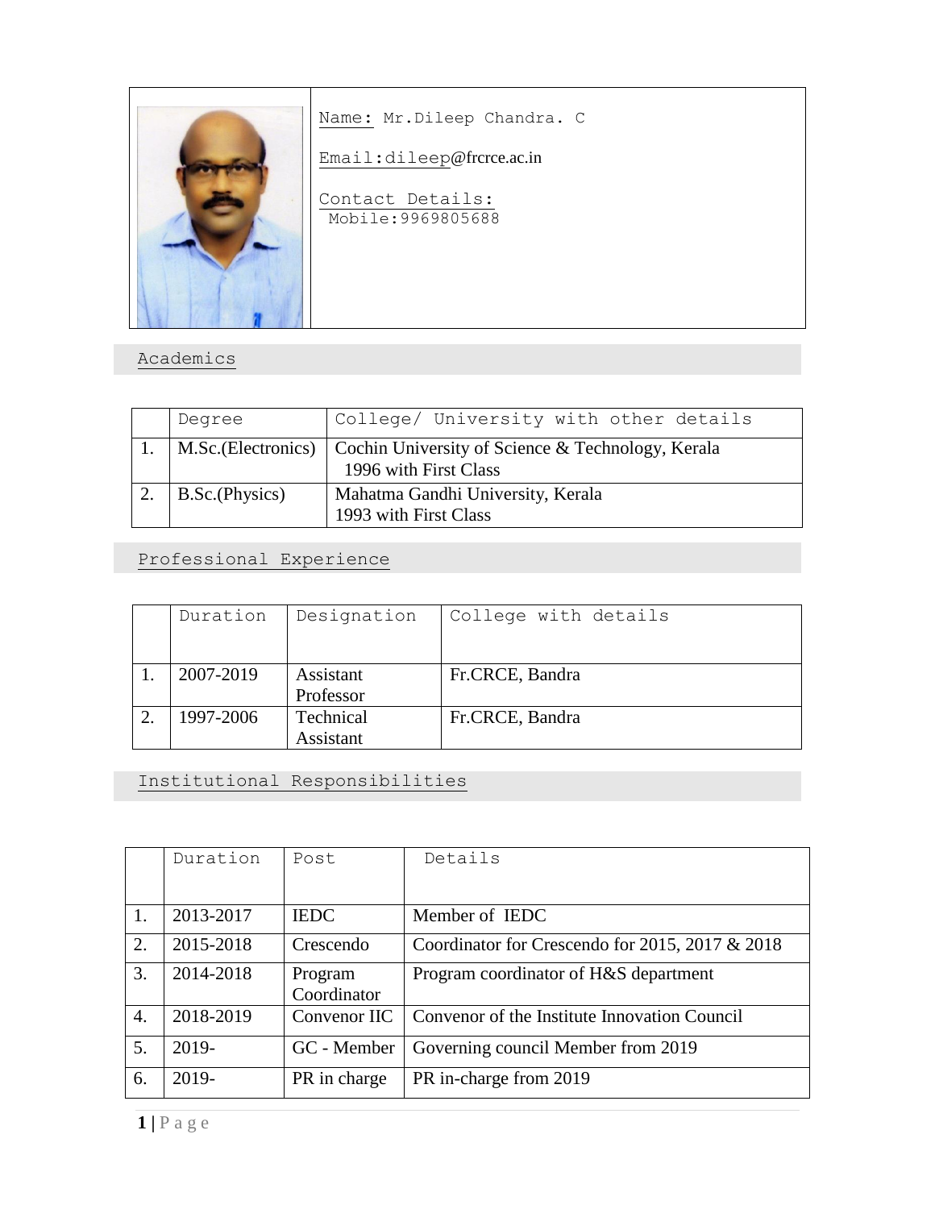Name: Mr.Dileep Chandra. C

Email:dileep@frcrce.ac.in

Contact Details:
Mobile:9969805688

## Academics

| | Degree | College/ University with other details |
|---|---|---|
| 1. | M.Sc.(Electronics) | Cochin University of Science & Technology, Kerala 1996 with First Class |
| 2. | B.Sc.(Physics) | Mahatma Gandhi University, Kerala 1993 with First Class |

## Professional Experience

| | Duration | Designation | College with details |
|---|---|---|---|
| 1. | 2007-2019 | Assistant Professor | Fr.CRCE, Bandra |
| 2. | 1997-2006 | Technical Assistant | Fr.CRCE, Bandra |

## Institutional Responsibilities

| | Duration | Post | Details |
|---|---|---|---|
| 1. | 2013-2017 | IEDC | Member of IEDC |
| 2. | 2015-2018 | Crescendo | Coordinator for Crescendo for 2015, 2017 & 2018 |
| 3. | 2014-2018 | Program Coordinator | Program coordinator of H&S department |
| 4. | 2018-2019 | Convenor IIC | Convenor of the Institute Innovation Council |
| 5. | 2019- | GC - Member | Governing council Member from 2019 |
| 6. | 2019- | PR in charge | PR in-charge from 2019 |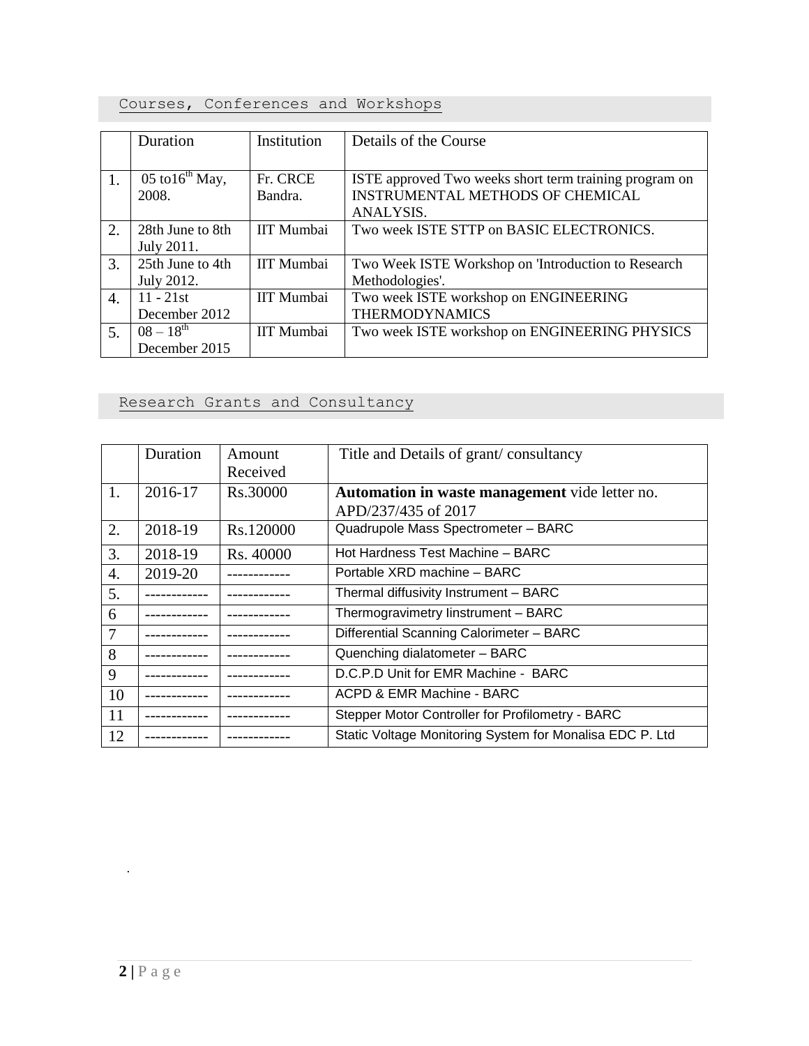## Courses, Conferences and Workshops

| | Duration | Institution | Details of the Course |
|---|---|---|---|
| 1. | 05 to16th May, 2008. | Fr. CRCE Bandra. | ISTE approved Two weeks short term training program on INSTRUMENTAL METHODS OF CHEMICAL ANALYSIS. |
| 2. | 28th June to 8th July 2011. | IIT Mumbai | Two week ISTE STTP on BASIC ELECTRONICS. |
| 3. | 25th June to 4th July 2012. | IIT Mumbai | Two Week ISTE Workshop on 'Introduction to Research Methodologies'. |
| 4. | 11 - 21st December 2012 | IIT Mumbai | Two week ISTE workshop on ENGINEERING THERMODYNAMICS |
| 5. | 08 – 18th December 2015 | IIT Mumbai | Two week ISTE workshop on ENGINEERING PHYSICS |

## Research Grants and Consultancy

| | Duration | Amount Received | Title and Details of grant/ consultancy |
|---|---|---|---|
| 1. | 2016-17 | Rs.30000 | **Automation in waste management** vide letter no. APD/237/435 of 2017 |
| 2. | 2018-19 | Rs.120000 | Quadrupole Mass Spectrometer – BARC |
| 3. | 2018-19 | Rs. 40000 | Hot Hardness Test Machine – BARC |
| 4. | 2019-20 | ------------ | Portable XRD machine – BARC |
| 5. | ------------ | ------------ | Thermal diffusivity Instrument – BARC |
| 6 | ------------ | ------------ | Thermogravimetry Iinstrument – BARC |
| 7 | ------------ | ------------ | Differential Scanning Calorimeter – BARC |
| 8 | ------------ | ------------ | Quenching dialatometer – BARC |
| 9 | ------------ | ------------ | D.C.P.D Unit for EMR Machine - BARC |
| 10 | ------------ | ------------ | ACPD & EMR Machine - BARC |
| 11 | ------------ | ------------ | Stepper Motor Controller for Profilometry - BARC |
| 12 | ------------ | ------------ | Static Voltage Monitoring System for Monalisa EDC P. Ltd |